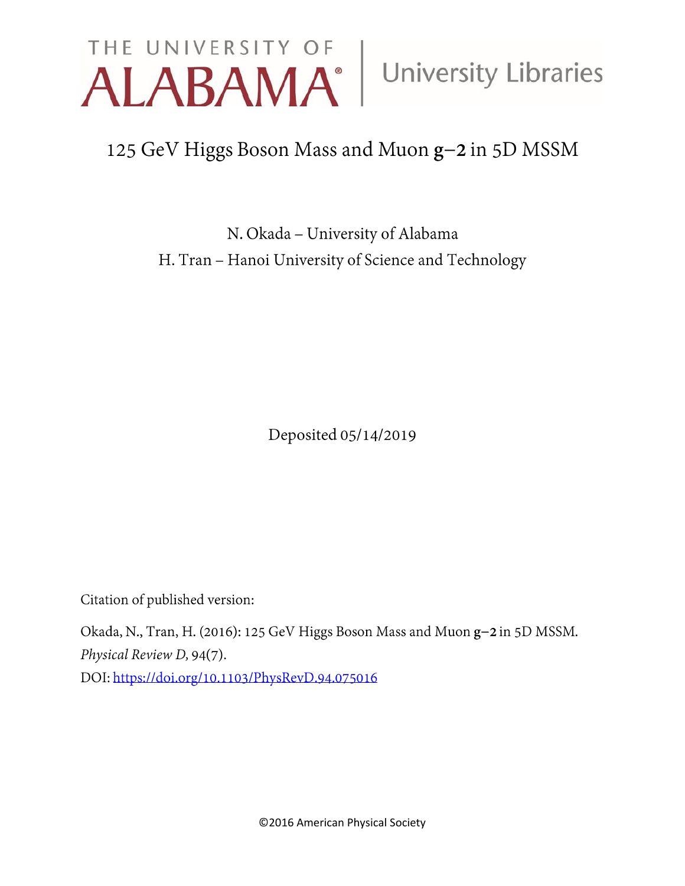THE UNIVERSITY OF ALABAMA | University Libraries

# 125 GeV Higgs Boson Mass and Muon **g−2** in 5D MSSM

N. Okada – University of Alabama

H. Tran – Hanoi University of Science and Technology

Deposited 05/14/2019

Citation of published version:

Okada, N., Tran, H. (2016): 125 GeV Higgs Boson Mass and Muon **g−2** in 5D MSSM. *Physical Review D,* 94(7).

DOI: https://doi.org/10.1103/PhysRevD.94.075016

©2016 American Physical Society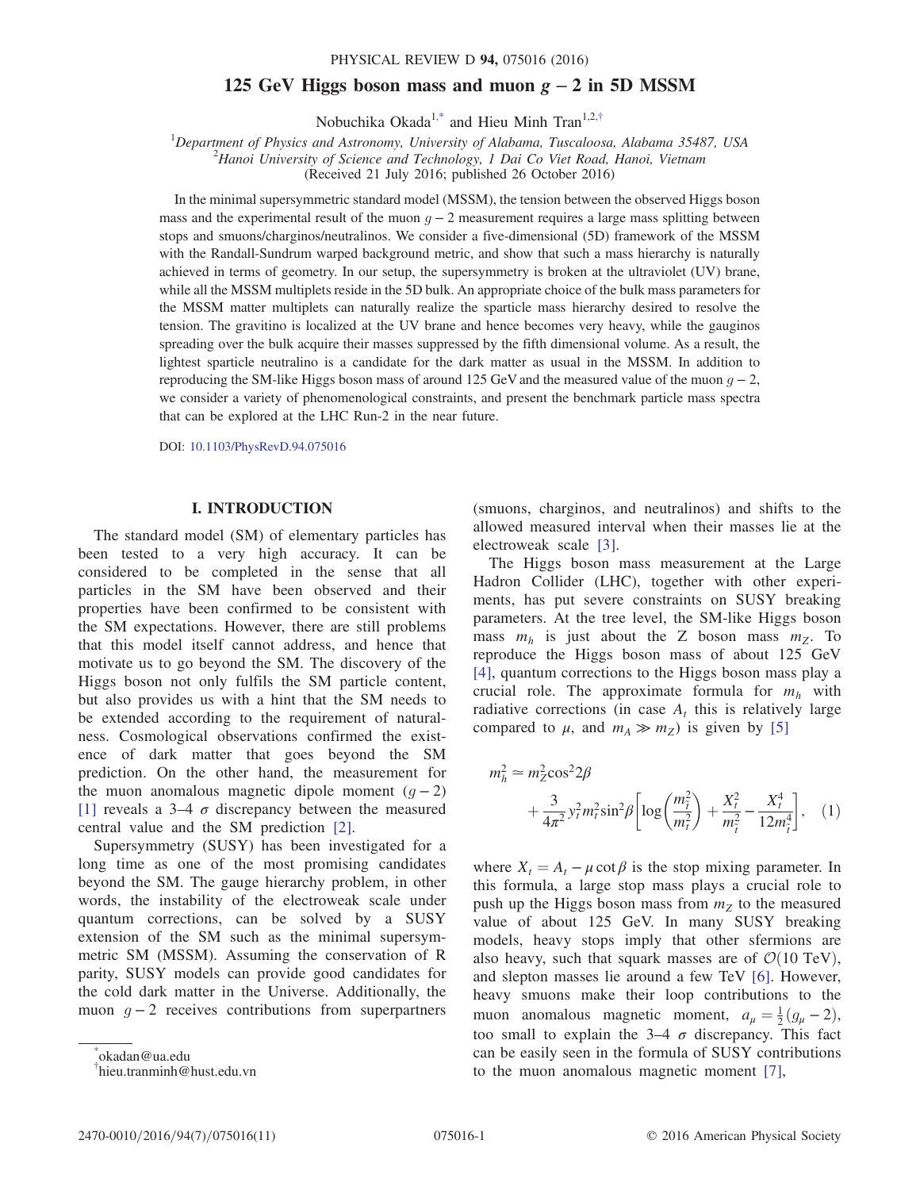# 125 GeV Higgs boson mass and muon $g-2$ in 5D MSSM

Nobuchika Okada[1,*] and Hieu Minh Tran[1,2,†]

[1]*Department of Physics and Astronomy, University of Alabama, Tuscaloosa, Alabama 35487, USA*
[2]*Hanoi University of Science and Technology, 1 Dai Co Viet Road, Hanoi, Vietnam*
(Received 21 July 2016; published 26 October 2016)

In the minimal supersymmetric standard model (MSSM), the tension between the observed Higgs boson mass and the experimental result of the muon $g-2$ measurement requires a large mass splitting between stops and smuons/charginos/neutralinos. We consider a five-dimensional (5D) framework of the MSSM with the Randall-Sundrum warped background metric, and show that such a mass hierarchy is naturally achieved in terms of geometry. In our setup, the supersymmetry is broken at the ultraviolet (UV) brane, while all the MSSM multiplets reside in the 5D bulk. An appropriate choice of the bulk mass parameters for the MSSM matter multiplets can naturally realize the sparticle mass hierarchy desired to resolve the tension. The gravitino is localized at the UV brane and hence becomes very heavy, while the gauginos spreading over the bulk acquire their masses suppressed by the fifth dimensional volume. As a result, the lightest sparticle neutralino is a candidate for the dark matter as usual in the MSSM. In addition to reproducing the SM-like Higgs boson mass of around 125 GeV and the measured value of the muon $g-2$, we consider a variety of phenomenological constraints, and present the benchmark particle mass spectra that can be explored at the LHC Run-2 in the near future.

DOI: 10.1103/PhysRevD.94.075016

## I. INTRODUCTION

The standard model (SM) of elementary particles has been tested to a very high accuracy. It can be considered to be completed in the sense that all particles in the SM have been observed and their properties have been confirmed to be consistent with the SM expectations. However, there are still problems that this model itself cannot address, and hence that motivate us to go beyond the SM. The discovery of the Higgs boson not only fulfils the SM particle content, but also provides us with a hint that the SM needs to be extended according to the requirement of naturalness. Cosmological observations confirmed the existence of dark matter that goes beyond the SM prediction. On the other hand, the measurement for the muon anomalous magnetic dipole moment $(g-2)$ [1] reveals a 3–4 $\sigma$ discrepancy between the measured central value and the SM prediction [2].

Supersymmetry (SUSY) has been investigated for a long time as one of the most promising candidates beyond the SM. The gauge hierarchy problem, in other words, the instability of the electroweak scale under quantum corrections, can be solved by a SUSY extension of the SM such as the minimal supersymmetric SM (MSSM). Assuming the conservation of R parity, SUSY models can provide good candidates for the cold dark matter in the Universe. Additionally, the muon $g-2$ receives contributions from superpartners (smuons, charginos, and neutralinos) and shifts to the allowed measured interval when their masses lie at the electroweak scale [3].

The Higgs boson mass measurement at the Large Hadron Collider (LHC), together with other experiments, has put severe constraints on SUSY breaking parameters. At the tree level, the SM-like Higgs boson mass $m_h$ is just about the Z boson mass $m_Z$. To reproduce the Higgs boson mass of about 125 GeV [4], quantum corrections to the Higgs boson mass play a crucial role. The approximate formula for $m_h$ with radiative corrections (in case $A_t$ this is relatively large compared to $\mu$, and $m_A \gg m_Z$) is given by [5]

$$m_h^2 \simeq m_Z^2 \cos^2 2\beta + \frac{3}{4\pi^2} y_t^2 m_t^2 \sin^2\beta \left[ \log\left(\frac{m_{\tilde{t}}^2}{m_t^2}\right) + \frac{X_t^2}{m_{\tilde{t}}^2} - \frac{X_t^4}{12 m_{\tilde{t}}^4} \right], \quad (1)$$

where $X_t = A_t - \mu \cot\beta$ is the stop mixing parameter. In this formula, a large stop mass plays a crucial role to push up the Higgs boson mass from $m_Z$ to the measured value of about 125 GeV. In many SUSY breaking models, heavy stops imply that other sfermions are also heavy, such that squark masses are of $\mathcal{O}(10\ \mathrm{TeV})$, and slepton masses lie around a few TeV [6]. However, heavy smuons make their loop contributions to the muon anomalous magnetic moment, $a_\mu = \frac{1}{2}(g_\mu - 2)$, too small to explain the 3–4 $\sigma$ discrepancy. This fact can be easily seen in the formula of SUSY contributions to the muon anomalous magnetic moment [7],

---

*okadan@ua.edu
†hieu.tranminh@hust.edu.vn

2470-0010/2016/94(7)/075016(11) © 2016 American Physical Society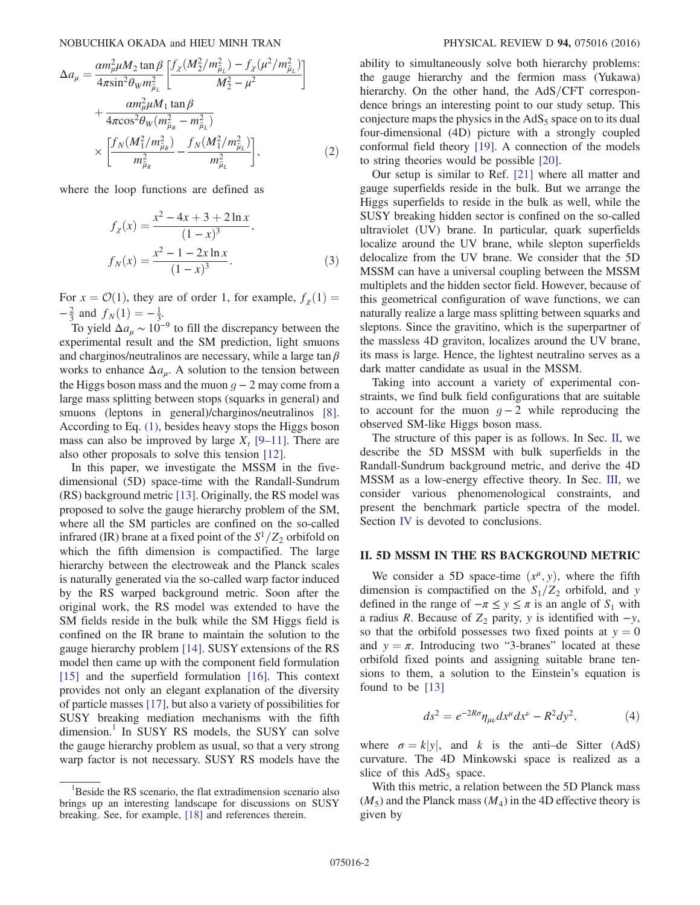$$\Delta a_\mu = \frac{\alpha m_\mu^2 \mu M_2 \tan\beta}{4\pi \sin^2\theta_W m_{\tilde{\mu}_L}^2}\left[\frac{f_\chi(M_2^2/m_{\tilde{\mu}_L}^2) - f_\chi(\mu^2/m_{\tilde{\mu}_L}^2)}{M_2^2 - \mu^2}\right] + \frac{\alpha m_\mu^2 \mu M_1 \tan\beta}{4\pi \cos^2\theta_W (m_{\tilde{\mu}_R}^2 - m_{\tilde{\mu}_L}^2)} \times \left[\frac{f_N(M_1^2/m_{\tilde{\mu}_R}^2)}{m_{\tilde{\mu}_R}^2} - \frac{f_N(M_1^2/m_{\tilde{\mu}_L}^2)}{m_{\tilde{\mu}_L}^2}\right], \tag{2}$$

where the loop functions are defined as

$$f_\chi(x) = \frac{x^2 - 4x + 3 + 2\ln x}{(1-x)^3},$$
$$f_N(x) = \frac{x^2 - 1 - 2x\ln x}{(1-x)^3}. \tag{3}$$

For $x = \mathcal{O}(1)$, they are of order 1, for example, $f_\chi(1) = -\frac{2}{3}$ and $f_N(1) = -\frac{1}{3}$.

To yield $\Delta a_\mu \sim 10^{-9}$ to fill the discrepancy between the experimental result and the SM prediction, light smuons and charginos/neutralinos are necessary, while a large $\tan\beta$ works to enhance $\Delta a_\mu$. A solution to the tension between the Higgs boson mass and the muon $g-2$ may come from a large mass splitting between stops (squarks in general) and smuons (leptons in general)/charginos/neutralinos [8]. According to Eq. (1), besides heavy stops the Higgs boson mass can also be improved by large $X_t$ [9–11]. There are also other proposals to solve this tension [12].

In this paper, we investigate the MSSM in the five-dimensional (5D) space-time with the Randall-Sundrum (RS) background metric [13]. Originally, the RS model was proposed to solve the gauge hierarchy problem of the SM, where all the SM particles are confined on the so-called infrared (IR) brane at a fixed point of the $S^1/Z_2$ orbifold on which the fifth dimension is compactified. The large hierarchy between the electroweak and the Planck scales is naturally generated via the so-called warp factor induced by the RS warped background metric. Soon after the original work, the RS model was extended to have the SM fields reside in the bulk while the SM Higgs field is confined on the IR brane to maintain the solution to the gauge hierarchy problem [14]. SUSY extensions of the RS model then came up with the component field formulation [15] and the superfield formulation [16]. This context provides not only an elegant explanation of the diversity of particle masses [17], but also a variety of possibilities for SUSY breaking mediation mechanisms with the fifth dimension.[1] In SUSY RS models, the SUSY can solve the gauge hierarchy problem as usual, so that a very strong warp factor is not necessary. SUSY RS models have the ability to simultaneously solve both hierarchy problems: the gauge hierarchy and the fermion mass (Yukawa) hierarchy. On the other hand, the AdS/CFT correspondence brings an interesting point to our study setup. This conjecture maps the physics in the $\mathrm{AdS}_5$ space on to its dual four-dimensional (4D) picture with a strongly coupled conformal field theory [19]. A connection of the models to string theories would be possible [20].

Our setup is similar to Ref. [21] where all matter and gauge superfields reside in the bulk. But we arrange the Higgs superfields to reside in the bulk as well, while the SUSY breaking hidden sector is confined on the so-called ultraviolet (UV) brane. In particular, quark superfields localize around the UV brane, while slepton superfields delocalize from the UV brane. We consider that the 5D MSSM can have a universal coupling between the MSSM multiplets and the hidden sector field. However, because of this geometrical configuration of wave functions, we can naturally realize a large mass splitting between squarks and sleptons. Since the gravitino, which is the superpartner of the massless 4D graviton, localizes around the UV brane, its mass is large. Hence, the lightest neutralino serves as a dark matter candidate as usual in the MSSM.

Taking into account a variety of experimental constraints, we find bulk field configurations that are suitable to account for the muon $g-2$ while reproducing the observed SM-like Higgs boson mass.

The structure of this paper is as follows. In Sec. II, we describe the 5D MSSM with bulk superfields in the Randall-Sundrum background metric, and derive the 4D MSSM as a low-energy effective theory. In Sec. III, we consider various phenomenological constraints, and present the benchmark particle spectra of the model. Section IV is devoted to conclusions.

## II. 5D MSSM IN THE RS BACKGROUND METRIC

We consider a 5D space-time $(x^\mu, y)$, where the fifth dimension is compactified on the $S_1/Z_2$ orbifold, and $y$ defined in the range of $-\pi \le y \le \pi$ is an angle of $S_1$ with a radius $R$. Because of $Z_2$ parity, $y$ is identified with $-y$, so that the orbifold possesses two fixed points at $y = 0$ and $y = \pi$. Introducing two "3-branes" located at these orbifold fixed points and assigning suitable brane tensions to them, a solution to the Einstein's equation is found to be [13]

$$ds^2 = e^{-2R\sigma}\eta_{\mu\nu}dx^\mu dx^\nu - R^2 dy^2, \tag{4}$$

where $\sigma = k|y|$, and $k$ is the anti–de Sitter (AdS) curvature. The 4D Minkowski space is realized as a slice of this $\mathrm{AdS}_5$ space.

With this metric, a relation between the 5D Planck mass ($M_5$) and the Planck mass ($M_4$) in the 4D effective theory is given by

[1] Beside the RS scenario, the flat extradimension scenario also brings up an interesting landscape for discussions on SUSY breaking. See, for example, [18] and references therein.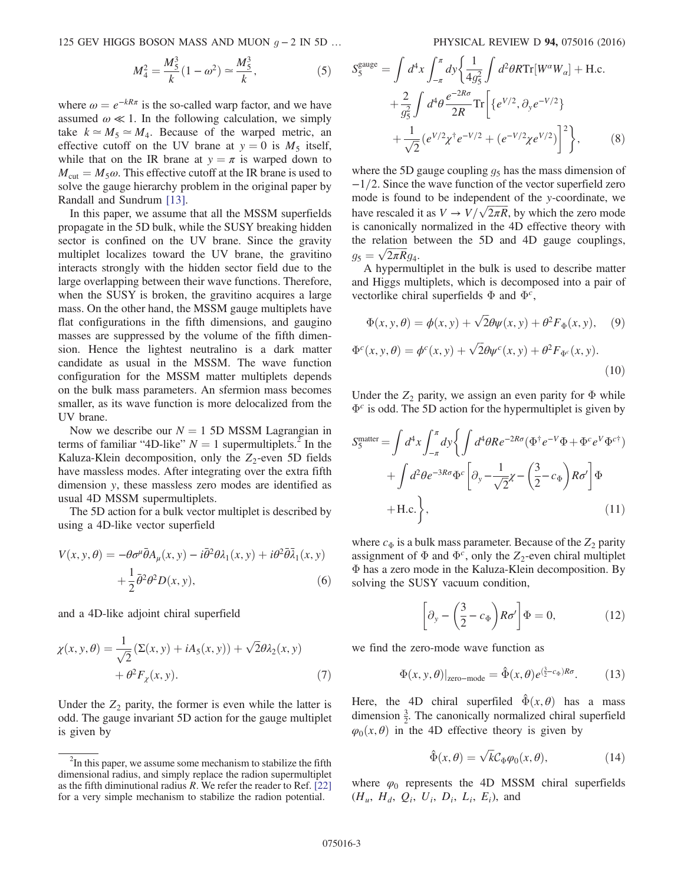$$M_4^2 = \frac{M_5^3}{k}(1-\omega^2) \simeq \frac{M_5^3}{k}, \tag{5}$$

where $\omega = e^{-kR\pi}$ is the so-called warp factor, and we have assumed $\omega \ll 1$. In the following calculation, we simply take $k \simeq M_5 \simeq M_4$. Because of the warped metric, an effective cutoff on the UV brane at $y = 0$ is $M_5$ itself, while that on the IR brane at $y = \pi$ is warped down to $M_{\rm cut} = M_5\omega$. This effective cutoff at the IR brane is used to solve the gauge hierarchy problem in the original paper by Randall and Sundrum [13].

In this paper, we assume that all the MSSM superfields propagate in the 5D bulk, while the SUSY breaking hidden sector is confined on the UV brane. Since the gravity multiplet localizes toward the UV brane, the gravitino interacts strongly with the hidden sector field due to the large overlapping between their wave functions. Therefore, when the SUSY is broken, the gravitino acquires a large mass. On the other hand, the MSSM gauge multiplets have flat configurations in the fifth dimensions, and gaugino masses are suppressed by the volume of the fifth dimension. Hence the lightest neutralino is a dark matter candidate as usual in the MSSM. The wave function configuration for the MSSM matter multiplets depends on the bulk mass parameters. An sfermion mass becomes smaller, as its wave function is more delocalized from the UV brane.

Now we describe our $N = 1$ 5D MSSM Lagrangian in terms of familiar "4D-like" $N = 1$ supermultiplets.[2] In the Kaluza-Klein decomposition, only the $Z_2$-even 5D fields have massless modes. After integrating over the extra fifth dimension $y$, these massless zero modes are identified as usual 4D MSSM supermultiplets.

The 5D action for a bulk vector multiplet is described by using a 4D-like vector superfield

$$V(x,y,\theta) = -\theta\sigma^\mu\bar{\theta}A_\mu(x,y) - i\bar{\theta}^2\theta\lambda_1(x,y) + i\theta^2\bar{\theta}\bar{\lambda}_1(x,y) + \frac{1}{2}\bar{\theta}^2\theta^2 D(x,y), \tag{6}$$

and a 4D-like adjoint chiral superfield

$$\chi(x,y,\theta) = \frac{1}{\sqrt{2}}(\Sigma(x,y) + iA_5(x,y)) + \sqrt{2}\theta\lambda_2(x,y) + \theta^2 F_\chi(x,y). \tag{7}$$

Under the $Z_2$ parity, the former is even while the latter is odd. The gauge invariant 5D action for the gauge multiplet is given by

$$S_5^{\rm gauge} = \int d^4x \int_{-\pi}^{\pi} dy \Bigg\{ \frac{1}{4g_5^2}\int d^2\theta R\,{\rm Tr}[W^\alpha W_\alpha] + {\rm H.c.} + \frac{2}{g_5^2}\int d^4\theta \frac{e^{-2R\sigma}}{2R}{\rm Tr}\Bigg[\{e^{V/2},\partial_y e^{-V/2}\} + \frac{1}{\sqrt{2}}(e^{V/2}\chi^\dagger e^{-V/2} + (e^{-V/2}\chi e^{V/2})\Bigg]^2\Bigg\}, \tag{8}$$

where the 5D gauge coupling $g_5$ has the mass dimension of $-1/2$. Since the wave function of the vector superfield zero mode is found to be independent of the $y$-coordinate, we have rescaled it as $V \to V/\sqrt{2\pi R}$, by which the zero mode is canonically normalized in the 4D effective theory with the relation between the 5D and 4D gauge couplings, $g_5 = \sqrt{2\pi R}g_4$.

A hypermultiplet in the bulk is used to describe matter and Higgs multiplets, which is decomposed into a pair of vectorlike chiral superfields $\Phi$ and $\Phi^c$,

$$\Phi(x,y,\theta) = \phi(x,y) + \sqrt{2}\theta\psi(x,y) + \theta^2 F_\Phi(x,y), \tag{9}$$

$$\Phi^c(x,y,\theta) = \phi^c(x,y) + \sqrt{2}\theta\psi^c(x,y) + \theta^2 F_{\Phi^c}(x,y). \tag{10}$$

Under the $Z_2$ parity, we assign an even parity for $\Phi$ while $\Phi^c$ is odd. The 5D action for the hypermultiplet is given by

$$S_5^{\rm matter} = \int d^4x \int_{-\pi}^{\pi} dy \Bigg\{ \int d^4\theta R e^{-2R\sigma}(\Phi^\dagger e^{-V}\Phi + \Phi^c e^V \Phi^{c\dagger}) + \int d^2\theta e^{-3R\sigma}\Phi^c\left[\partial_y - \frac{1}{\sqrt{2}}\chi - \left(\frac{3}{2} - c_\Phi\right)R\sigma'\right]\Phi + {\rm H.c.}\Bigg\}, \tag{11}$$

where $c_\Phi$ is a bulk mass parameter. Because of the $Z_2$ parity assignment of $\Phi$ and $\Phi^c$, only the $Z_2$-even chiral multiplet $\Phi$ has a zero mode in the Kaluza-Klein decomposition. By solving the SUSY vacuum condition,

$$\left[\partial_y - \left(\frac{3}{2} - c_\Phi\right)R\sigma'\right]\Phi = 0, \tag{12}$$

we find the zero-mode wave function as

$$\Phi(x,y,\theta)|_{\rm zero-mode} = \hat{\Phi}(x,\theta)e^{(\frac{3}{2}-c_\Phi)R\sigma}. \tag{13}$$

Here, the 4D chiral superfiled $\hat{\Phi}(x,\theta)$ has a mass dimension $\frac{3}{2}$. The canonically normalized chiral superfield $\varphi_0(x,\theta)$ in the 4D effective theory is given by

$$\hat{\Phi}(x,\theta) = \sqrt{k}\mathcal{C}_\Phi\varphi_0(x,\theta), \tag{14}$$

where $\varphi_0$ represents the 4D MSSM chiral superfields ($H_u$, $H_d$, $Q_i$, $U_i$, $D_i$, $L_i$, $E_i$), and

---

[2] In this paper, we assume some mechanism to stabilize the fifth dimensional radius, and simply replace the radion supermultiplet as the fifth diminutional radius $R$. We refer the reader to Ref. [22] for a very simple mechanism to stabilize the radion potential.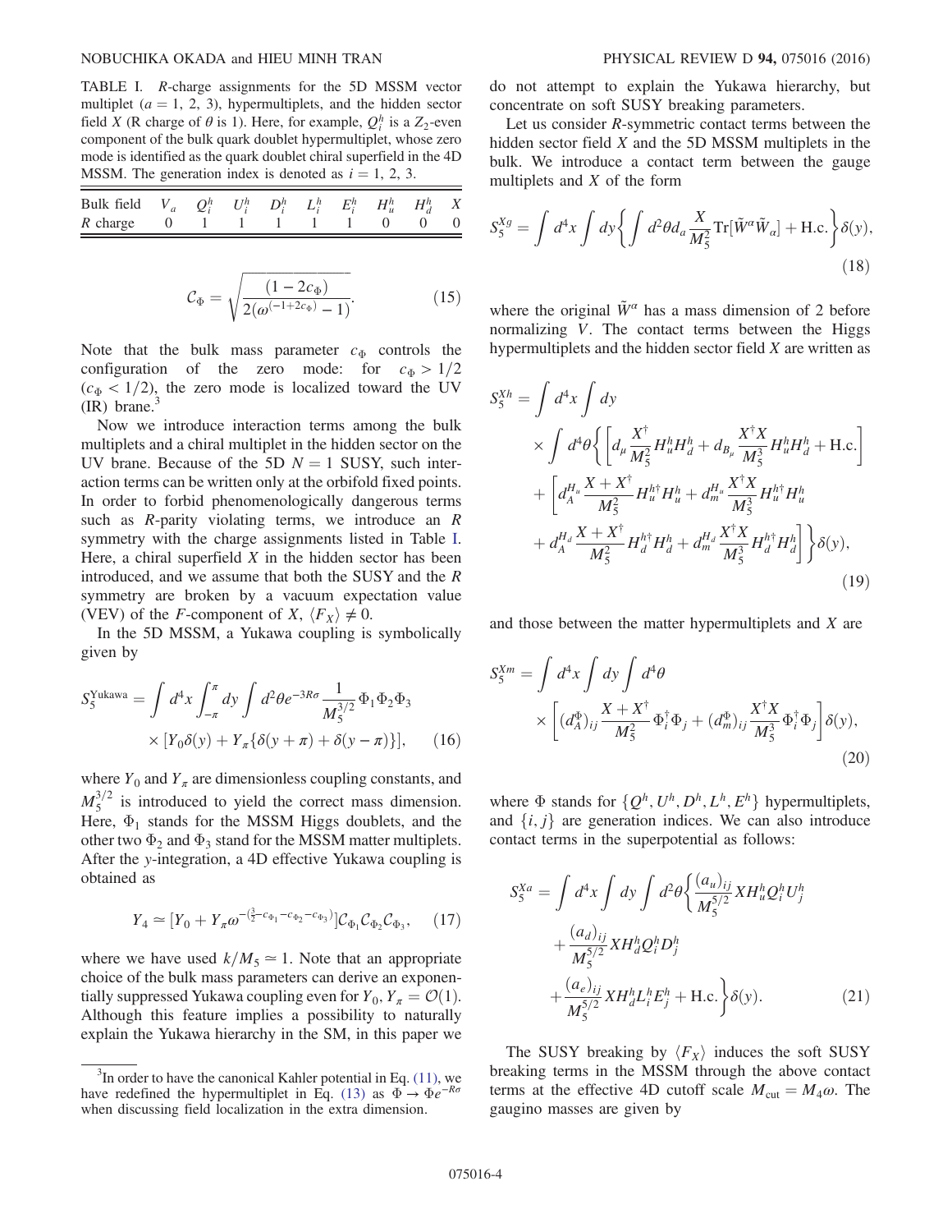TABLE I. R-charge assignments for the 5D MSSM vector multiplet ($a = 1, 2, 3$), hypermultiplets, and the hidden sector field $X$ (R charge of $\theta$ is 1). Here, for example, $Q_i^h$ is a $Z_2$-even component of the bulk quark doublet hypermultiplet, whose zero mode is identified as the quark doublet chiral superfield in the 4D MSSM. The generation index is denoted as $i = 1, 2, 3$.

| Bulk field | $V_a$ | $Q_i^h$ | $U_i^h$ | $D_i^h$ | $L_i^h$ | $E_i^h$ | $H_u^h$ | $H_d^h$ | $X$ |
|---|---|---|---|---|---|---|---|---|---|
| $R$ charge | 0 | 1 | 1 | 1 | 1 | 1 | 0 | 0 | 0 |

$$\mathcal{C}_\Phi = \sqrt{\frac{(1-2c_\Phi)}{2(\omega^{(-1+2c_\Phi)}-1)}}. \tag{15}$$

Note that the bulk mass parameter $c_\Phi$ controls the configuration of the zero mode: for $c_\Phi > 1/2$ ($c_\Phi < 1/2$), the zero mode is localized toward the UV (IR) brane.[3]

Now we introduce interaction terms among the bulk multiplets and a chiral multiplet in the hidden sector on the UV brane. Because of the 5D $N = 1$ SUSY, such interaction terms can be written only at the orbifold fixed points. In order to forbid phenomenologically dangerous terms such as $R$-parity violating terms, we introduce an $R$ symmetry with the charge assignments listed in Table I. Here, a chiral superfield $X$ in the hidden sector has been introduced, and we assume that both the SUSY and the $R$ symmetry are broken by a vacuum expectation value (VEV) of the $F$-component of $X$, $\langle F_X \rangle \neq 0$.

In the 5D MSSM, a Yukawa coupling is symbolically given by

$$S_5^{\text{Yukawa}} = \int d^4x \int_{-\pi}^{\pi} dy \int d^2\theta e^{-3R\sigma} \frac{1}{M_5^{3/2}} \Phi_1 \Phi_2 \Phi_3 \times [Y_0 \delta(y) + Y_\pi \{\delta(y+\pi) + \delta(y-\pi)\}], \tag{16}$$

where $Y_0$ and $Y_\pi$ are dimensionless coupling constants, and $M_5^{3/2}$ is introduced to yield the correct mass dimension. Here, $\Phi_1$ stands for the MSSM Higgs doublets, and the other two $\Phi_2$ and $\Phi_3$ stand for the MSSM matter multiplets. After the $y$-integration, a 4D effective Yukawa coupling is obtained as

$$Y_4 \simeq [Y_0 + Y_\pi \omega^{-(\frac{3}{2}-c_{\Phi_1}-c_{\Phi_2}-c_{\Phi_3})}] \mathcal{C}_{\Phi_1} \mathcal{C}_{\Phi_2} \mathcal{C}_{\Phi_3}, \tag{17}$$

where we have used $k/M_5 \simeq 1$. Note that an appropriate choice of the bulk mass parameters can derive an exponentially suppressed Yukawa coupling even for $Y_0, Y_\pi = \mathcal{O}(1)$. Although this feature implies a possibility to naturally explain the Yukawa hierarchy in the SM, in this paper we do not attempt to explain the Yukawa hierarchy, but concentrate on soft SUSY breaking parameters.

Let us consider $R$-symmetric contact terms between the hidden sector field $X$ and the 5D MSSM multiplets in the bulk. We introduce a contact term between the gauge multiplets and $X$ of the form

$$S_5^{Xg} = \int d^4x \int dy \left\{ \int d^2\theta d_a \frac{X}{M_5^2} \text{Tr}[\tilde{W}^\alpha \tilde{W}_\alpha] + \text{H.c.} \right\} \delta(y), \tag{18}$$

where the original $\tilde{W}^\alpha$ has a mass dimension of 2 before normalizing $V$. The contact terms between the Higgs hypermultiplets and the hidden sector field $X$ are written as

$$\begin{aligned} S_5^{Xh} = \int d^4x \int dy \times \int d^4\theta \Bigg\{ & \left[ d_\mu \frac{X^\dagger}{M_5^2} H_u^h H_d^h + d_{B_\mu} \frac{X^\dagger X}{M_5^3} H_u^h H_d^h + \text{H.c.} \right] \\ & + \Bigg[ d_A^{H_u} \frac{X + X^\dagger}{M_5^2} H_u^{h\dagger} H_u^h + d_m^{H_u} \frac{X^\dagger X}{M_5^3} H_u^{h\dagger} H_u^h \\ & + d_A^{H_d} \frac{X + X^\dagger}{M_5^2} H_d^{h\dagger} H_d^h + d_m^{H_d} \frac{X^\dagger X}{M_5^3} H_d^{h\dagger} H_d^h \Bigg] \Bigg\} \delta(y), \end{aligned} \tag{19}$$

and those between the matter hypermultiplets and $X$ are

$$S_5^{Xm} = \int d^4x \int dy \int d^4\theta \times \left[ (d_A^\Phi)_{ij} \frac{X + X^\dagger}{M_5^2} \Phi_i^\dagger \Phi_j + (d_m^\Phi)_{ij} \frac{X^\dagger X}{M_5^3} \Phi_i^\dagger \Phi_j \right] \delta(y), \tag{20}$$

where $\Phi$ stands for $\{Q^h, U^h, D^h, L^h, E^h\}$ hypermultiplets, and $\{i, j\}$ are generation indices. We can also introduce contact terms in the superpotential as follows:

$$\begin{aligned} S_5^{Xa} = \int d^4x \int dy \int d^2\theta \Bigg\{ & \frac{(a_u)_{ij}}{M_5^{5/2}} X H_u^h Q_i^h U_j^h \\ & + \frac{(a_d)_{ij}}{M_5^{5/2}} X H_d^h Q_i^h D_j^h \\ & + \frac{(a_e)_{ij}}{M_5^{5/2}} X H_d^h L_i^h E_j^h + \text{H.c.} \Bigg\} \delta(y). \end{aligned} \tag{21}$$

The SUSY breaking by $\langle F_X \rangle$ induces the soft SUSY breaking terms in the MSSM through the above contact terms at the effective 4D cutoff scale $M_{\text{cut}} = M_4 \omega$. The gaugino masses are given by

[3] In order to have the canonical Kahler potential in Eq. (11), we have redefined the hypermultiplet in Eq. (13) as $\Phi \to \Phi e^{-R\sigma}$ when discussing field localization in the extra dimension.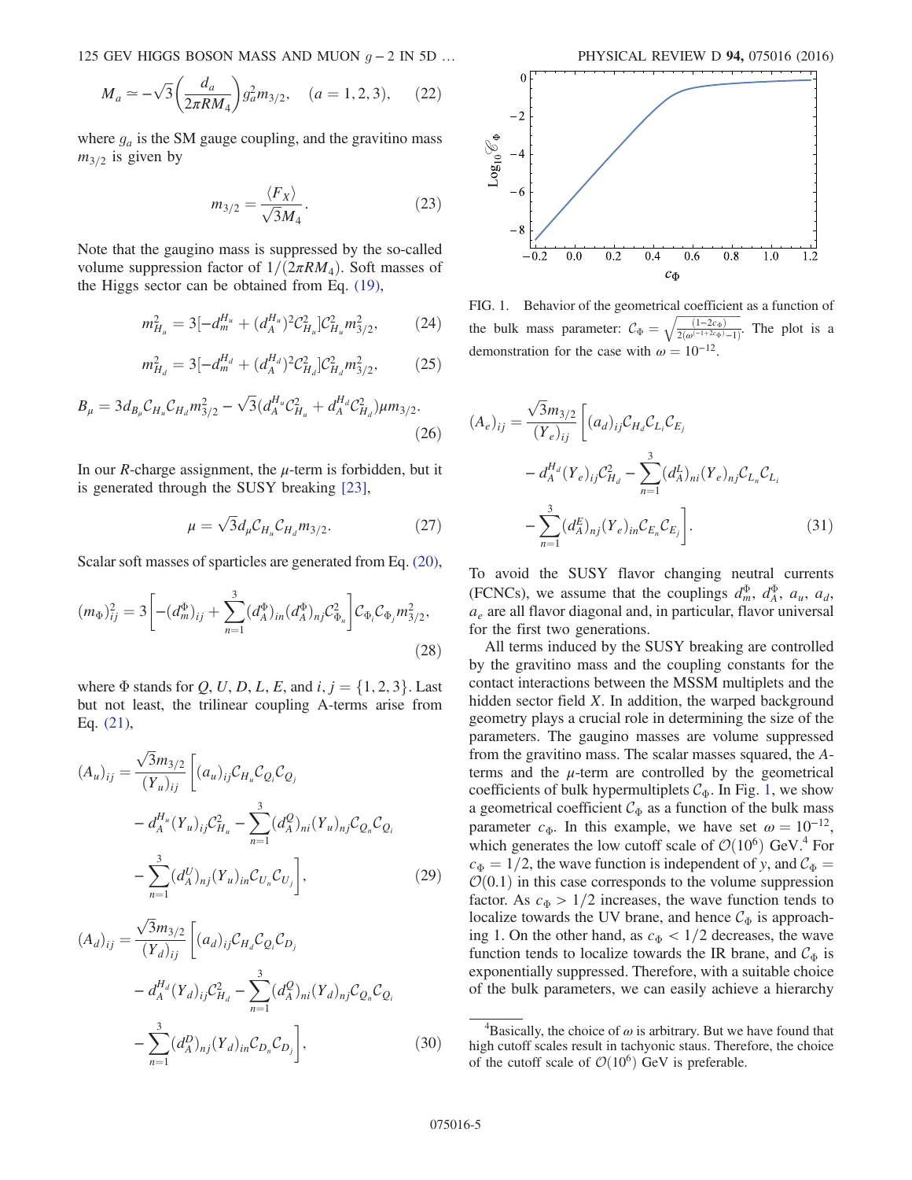$$M_a \simeq -\sqrt{3}\left(\frac{d_a}{2\pi R M_4}\right) g_a^2 m_{3/2}, \quad (a=1,2,3), \tag{22}$$

where $g_a$ is the SM gauge coupling, and the gravitino mass $m_{3/2}$ is given by

$$m_{3/2} = \frac{\langle F_X \rangle}{\sqrt{3} M_4}. \tag{23}$$

Note that the gaugino mass is suppressed by the so-called volume suppression factor of $1/(2\pi R M_4)$. Soft masses of the Higgs sector can be obtained from Eq. (19),

$$m_{H_u}^2 = 3[-d_m^{H_u} + (d_A^{H_u})^2 \mathcal{C}_{H_u}^2] \mathcal{C}_{H_u}^2 m_{3/2}^2, \tag{24}$$

$$m_{H_d}^2 = 3[-d_m^{H_d} + (d_A^{H_d})^2 \mathcal{C}_{H_d}^2] \mathcal{C}_{H_d}^2 m_{3/2}^2, \tag{25}$$

$$B_\mu = 3 d_{B_\mu} \mathcal{C}_{H_u} \mathcal{C}_{H_d} m_{3/2}^2 - \sqrt{3}(d_A^{H_u} \mathcal{C}_{H_u}^2 + d_A^{H_d} \mathcal{C}_{H_d}^2) \mu m_{3/2}. \tag{26}$$

In our $R$-charge assignment, the $\mu$-term is forbidden, but it is generated through the SUSY breaking [23],

$$\mu = \sqrt{3} d_\mu \mathcal{C}_{H_u} \mathcal{C}_{H_d} m_{3/2}. \tag{27}$$

Scalar soft masses of sparticles are generated from Eq. (20),

$$(m_\Phi)_{ij}^2 = 3\left[-(d_m^\Phi)_{ij} + \sum_{n=1}^{3} (d_A^\Phi)_{in} (d_A^\Phi)_{nj} \mathcal{C}_{\Phi_n}^2\right] \mathcal{C}_{\Phi_i} \mathcal{C}_{\Phi_j} m_{3/2}^2, \tag{28}$$

where $\Phi$ stands for $Q$, $U$, $D$, $L$, $E$, and $i, j = \{1,2,3\}$. Last but not least, the trilinear coupling A-terms arise from Eq. (21),

$$(A_u)_{ij} = \frac{\sqrt{3} m_{3/2}}{(Y_u)_{ij}} \Bigg[(a_u)_{ij} \mathcal{C}_{H_u} \mathcal{C}_{Q_i} \mathcal{C}_{Q_j} - d_A^{H_u} (Y_u)_{ij} \mathcal{C}_{H_u}^2 - \sum_{n=1}^{3} (d_A^Q)_{ni} (Y_u)_{nj} \mathcal{C}_{Q_n} \mathcal{C}_{Q_i} - \sum_{n=1}^{3} (d_A^U)_{nj} (Y_u)_{in} \mathcal{C}_{U_n} \mathcal{C}_{U_j}\Bigg], \tag{29}$$

$$(A_d)_{ij} = \frac{\sqrt{3} m_{3/2}}{(Y_d)_{ij}} \Bigg[(a_d)_{ij} \mathcal{C}_{H_d} \mathcal{C}_{Q_i} \mathcal{C}_{D_j} - d_A^{H_d} (Y_d)_{ij} \mathcal{C}_{H_d}^2 - \sum_{n=1}^{3} (d_A^Q)_{ni} (Y_d)_{nj} \mathcal{C}_{Q_n} \mathcal{C}_{Q_i} - \sum_{n=1}^{3} (d_A^D)_{nj} (Y_d)_{in} \mathcal{C}_{D_n} \mathcal{C}_{D_j}\Bigg], \tag{30}$$

FIG. 1. Behavior of the geometrical coefficient as a function of the bulk mass parameter: $\mathcal{C}_\Phi = \sqrt{\frac{(1-2c_\Phi)}{2(\omega^{(-1+2c_\Phi)}-1)}}$. The plot is a demonstration for the case with $\omega = 10^{-12}$.

$$(A_e)_{ij} = \frac{\sqrt{3} m_{3/2}}{(Y_e)_{ij}} \Bigg[(a_d)_{ij} \mathcal{C}_{H_d} \mathcal{C}_{L_i} \mathcal{C}_{E_j} - d_A^{H_d} (Y_e)_{ij} \mathcal{C}_{H_d}^2 - \sum_{n=1}^{3} (d_A^L)_{ni} (Y_e)_{nj} \mathcal{C}_{L_n} \mathcal{C}_{L_i} - \sum_{n=1}^{3} (d_A^E)_{nj} (Y_e)_{in} \mathcal{C}_{E_n} \mathcal{C}_{E_j}\Bigg]. \tag{31}$$

To avoid the SUSY flavor changing neutral currents (FCNCs), we assume that the couplings $d_m^\Phi$, $d_A^\Phi$, $a_u$, $a_d$, $a_e$ are all flavor diagonal and, in particular, flavor universal for the first two generations.

All terms induced by the SUSY breaking are controlled by the gravitino mass and the coupling constants for the contact interactions between the MSSM multiplets and the hidden sector field $X$. In addition, the warped background geometry plays a crucial role in determining the size of the parameters. The gaugino masses are volume suppressed from the gravitino mass. The scalar masses squared, the $A$-terms and the $\mu$-term are controlled by the geometrical coefficients of bulk hypermultiplets $\mathcal{C}_\Phi$. In Fig. 1, we show a geometrical coefficient $\mathcal{C}_\Phi$ as a function of the bulk mass parameter $c_\Phi$. In this example, we have set $\omega = 10^{-12}$, which generates the low cutoff scale of $\mathcal{O}(10^6)$ GeV.[4] For $c_\Phi = 1/2$, the wave function is independent of $y$, and $\mathcal{C}_\Phi = \mathcal{O}(0.1)$ in this case corresponds to the volume suppression factor. As $c_\Phi > 1/2$ increases, the wave function tends to localize towards the UV brane, and hence $\mathcal{C}_\Phi$ is approaching 1. On the other hand, as $c_\Phi < 1/2$ decreases, the wave function tends to localize towards the IR brane, and $\mathcal{C}_\Phi$ is exponentially suppressed. Therefore, with a suitable choice of the bulk parameters, we can easily achieve a hierarchy

[4] Basically, the choice of $\omega$ is arbitrary. But we have found that high cutoff scales result in tachyonic staus. Therefore, the choice of the cutoff scale of $\mathcal{O}(10^6)$ GeV is preferable.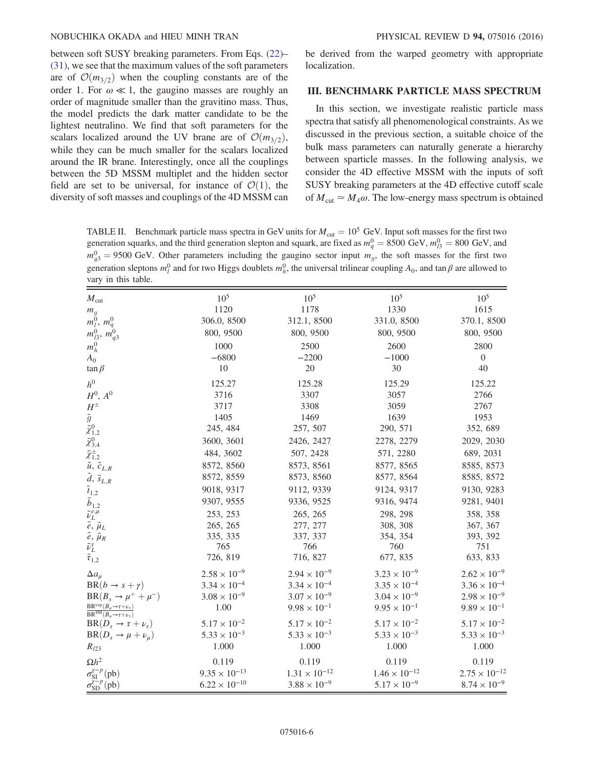between soft SUSY breaking parameters. From Eqs. (22)–(31), we see that the maximum values of the soft parameters are of $\mathcal{O}(m_{3/2})$ when the coupling constants are of the order 1. For $\omega \ll 1$, the gaugino masses are roughly an order of magnitude smaller than the gravitino mass. Thus, the model predicts the dark matter candidate to be the lightest neutralino. We find that soft parameters for the scalars localized around the UV brane are of $\mathcal{O}(m_{3/2})$, while they can be much smaller for the scalars localized around the IR brane. Interestingly, once all the couplings between the 5D MSSM multiplet and the hidden sector field are set to be universal, for instance of $\mathcal{O}(1)$, the diversity of soft masses and couplings of the 4D MSSM can be derived from the warped geometry with appropriate localization.

## III. BENCHMARK PARTICLE MASS SPECTRUM

In this section, we investigate realistic particle mass spectra that satisfy all phenomenological constraints. As we discussed in the previous section, a suitable choice of the bulk mass parameters can naturally generate a hierarchy between sparticle masses. In the following analysis, we consider the 4D effective MSSM with the inputs of soft SUSY breaking parameters at the 4D effective cutoff scale of $M_{\rm cut} \simeq M_4\omega$. The low-energy mass spectrum is obtained

TABLE II. Benchmark particle mass spectra in GeV units for $M_{\rm cut} = 10^5$ GeV. Input soft masses for the first two generation squarks, and the third generation slepton and squark, are fixed as $m_q^0 = 8500$ GeV, $m_{l3}^0 = 800$ GeV, and $m_{q3}^0 = 9500$ GeV. Other parameters including the gaugino sector input $m_g$, the soft masses for the first two generation sleptons $m_l^0$ and for two Higgs doublets $m_h^0$, the universal trilinear coupling $A_0$, and $\tan\beta$ are allowed to vary in this table.

| | | | | |
|---|---|---|---|---|
| $M_{\rm cut}$ | $10^5$ | $10^5$ | $10^5$ | $10^5$ |
| $m_g$ | 1120 | 1178 | 1330 | 1615 |
| $m_l^0$, $m_q^0$ | 306.0, 8500 | 312.1, 8500 | 331.0, 8500 | 370.1, 8500 |
| $m_{l3}^0$, $m_{q3}^0$ | 800, 9500 | 800, 9500 | 800, 9500 | 800, 9500 |
| $m_h^0$ | 1000 | 2500 | 2600 | 2800 |
| $A_0$ | −6800 | −2200 | −1000 | 0 |
| $\tan\beta$ | 10 | 20 | 30 | 40 |
| $h^0$ | 125.27 | 125.28 | 125.29 | 125.22 |
| $H^0$, $A^0$ | 3716 | 3307 | 3057 | 2766 |
| $H^\pm$ | 3717 | 3308 | 3059 | 2767 |
| $\tilde{g}$ | 1405 | 1469 | 1639 | 1953 |
| $\tilde{\chi}_{1,2}^0$ | 245, 484 | 257, 507 | 290, 571 | 352, 689 |
| $\tilde{\chi}_{3,4}^0$ | 3600, 3601 | 2426, 2427 | 2278, 2279 | 2029, 2030 |
| $\tilde{\chi}_{1,2}^\pm$ | 484, 3602 | 507, 2428 | 571, 2280 | 689, 2031 |
| $\tilde{u}$, $\tilde{c}_{L,R}$ | 8572, 8560 | 8573, 8561 | 8577, 8565 | 8585, 8573 |
| $\tilde{d}$, $\tilde{s}_{L,R}$ | 8572, 8559 | 8573, 8560 | 8577, 8564 | 8585, 8572 |
| $\tilde{t}_{1,2}$ | 9018, 9317 | 9112, 9339 | 9124, 9317 | 9130, 9283 |
| $\tilde{b}_{1,2}$ | 9307, 9555 | 9336, 9525 | 9316, 9474 | 9281, 9401 |
| $\tilde{\nu}_L^{e,\mu}$ | 253, 253 | 265, 265 | 298, 298 | 358, 358 |
| $\tilde{e}$, $\tilde{\mu}_L$ | 265, 265 | 277, 277 | 308, 308 | 367, 367 |
| $\tilde{e}$, $\tilde{\mu}_R$ | 335, 335 | 337, 337 | 354, 354 | 393, 392 |
| $\tilde{\nu}_L^\tau$ | 765 | 766 | 760 | 751 |
| $\tilde{\tau}_{1,2}$ | 726, 819 | 716, 827 | 677, 835 | 633, 833 |
| $\Delta a_\mu$ | $2.58 \times 10^{-9}$ | $2.94 \times 10^{-9}$ | $3.23 \times 10^{-9}$ | $2.62 \times 10^{-9}$ |
| ${\rm BR}(b \to s + \gamma)$ | $3.34 \times 10^{-4}$ | $3.34 \times 10^{-4}$ | $3.35 \times 10^{-4}$ | $3.36 \times 10^{-4}$ |
| ${\rm BR}(B_s \to \mu^+ + \mu^-)$ | $3.08 \times 10^{-9}$ | $3.07 \times 10^{-9}$ | $3.04 \times 10^{-9}$ | $2.98 \times 10^{-9}$ |
| $\frac{{\rm BR}^{\rm exp}(B_u \to \tau + \nu_\tau)}{{\rm BR}^{\rm SM}(B_u \to \tau + \nu_\tau)}$ | 1.00 | $9.98 \times 10^{-1}$ | $9.95 \times 10^{-1}$ | $9.89 \times 10^{-1}$ |
| ${\rm BR}(D_s \to \tau + \nu_\tau)$ | $5.17 \times 10^{-2}$ | $5.17 \times 10^{-2}$ | $5.17 \times 10^{-2}$ | $5.17 \times 10^{-2}$ |
| ${\rm BR}(D_s \to \mu + \nu_\mu)$ | $5.33 \times 10^{-3}$ | $5.33 \times 10^{-3}$ | $5.33 \times 10^{-3}$ | $5.33 \times 10^{-3}$ |
| $R_{l23}$ | 1.000 | 1.000 | 1.000 | 1.000 |
| $\Omega h^2$ | 0.119 | 0.119 | 0.119 | 0.119 |
| $\sigma_{\rm SI}^{\chi-p}$(pb) | $9.35 \times 10^{-13}$ | $1.31 \times 10^{-12}$ | $1.46 \times 10^{-12}$ | $2.75 \times 10^{-12}$ |
| $\sigma_{\rm SD}^{\chi-p}$(pb) | $6.22 \times 10^{-10}$ | $3.88 \times 10^{-9}$ | $5.17 \times 10^{-9}$ | $8.74 \times 10^{-9}$ |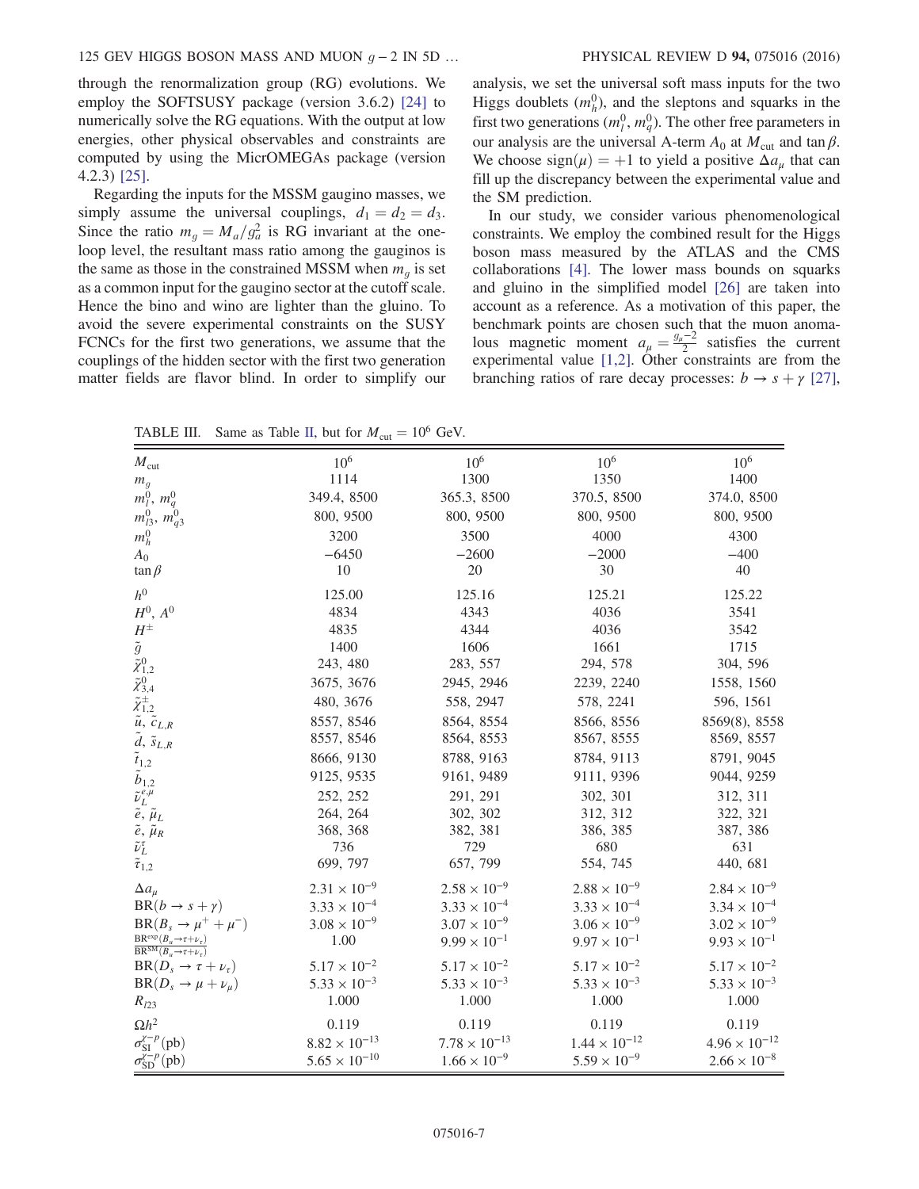through the renormalization group (RG) evolutions. We employ the SOFTSUSY package (version 3.6.2) [24] to numerically solve the RG equations. With the output at low energies, other physical observables and constraints are computed by using the MicrOMEGAs package (version 4.2.3) [25].

Regarding the inputs for the MSSM gaugino masses, we simply assume the universal couplings, $d_1 = d_2 = d_3$. Since the ratio $m_g = M_a/g_a^2$ is RG invariant at the one-loop level, the resultant mass ratio among the gauginos is the same as those in the constrained MSSM when $m_g$ is set as a common input for the gaugino sector at the cutoff scale. Hence the bino and wino are lighter than the gluino. To avoid the severe experimental constraints on the SUSY FCNCs for the first two generations, we assume that the couplings of the hidden sector with the first two generation matter fields are flavor blind. In order to simplify our analysis, we set the universal soft mass inputs for the two Higgs doublets ($m_h^0$), and the sleptons and squarks in the first two generations ($m_l^0$, $m_q^0$). The other free parameters in our analysis are the universal A-term $A_0$ at $M_{\rm cut}$ and $\tan\beta$. We choose $\mathrm{sign}(\mu) = +1$ to yield a positive $\Delta a_\mu$ that can fill up the discrepancy between the experimental value and the SM prediction.

In our study, we consider various phenomenological constraints. We employ the combined result for the Higgs boson mass measured by the ATLAS and the CMS collaborations [4]. The lower mass bounds on squarks and gluino in the simplified model [26] are taken into account as a reference. As a motivation of this paper, the benchmark points are chosen such that the muon anomalous magnetic moment $a_\mu = \frac{g_\mu - 2}{2}$ satisfies the current experimental value [1,2]. Other constraints are from the branching ratios of rare decay processes: $b \to s + \gamma$ [27],

TABLE III. Same as Table II, but for $M_{\rm cut} = 10^6$ GeV.

| | | | | |
|---|---|---|---|---|
| $M_{\rm cut}$ | $10^6$ | $10^6$ | $10^6$ | $10^6$ |
| $m_g$ | 1114 | 1300 | 1350 | 1400 |
| $m_l^0$, $m_q^0$ | 349.4, 8500 | 365.3, 8500 | 370.5, 8500 | 374.0, 8500 |
| $m_{l3}^0$, $m_{q3}^0$ | 800, 9500 | 800, 9500 | 800, 9500 | 800, 9500 |
| $m_h^0$ | 3200 | 3500 | 4000 | 4300 |
| $A_0$ | −6450 | −2600 | −2000 | −400 |
| $\tan\beta$ | 10 | 20 | 30 | 40 |
| $h^0$ | 125.00 | 125.16 | 125.21 | 125.22 |
| $H^0$, $A^0$ | 4834 | 4343 | 4036 | 3541 |
| $H^\pm$ | 4835 | 4344 | 4036 | 3542 |
| $\tilde{g}$ | 1400 | 1606 | 1661 | 1715 |
| $\tilde{\chi}_{1,2}^0$ | 243, 480 | 283, 557 | 294, 578 | 304, 596 |
| $\tilde{\chi}_{3,4}^0$ | 3675, 3676 | 2945, 2946 | 2239, 2240 | 1558, 1560 |
| $\tilde{\chi}_{1,2}^\pm$ | 480, 3676 | 558, 2947 | 578, 2241 | 596, 1561 |
| $\tilde{u}$, $\tilde{c}_{L,R}$ | 8557, 8546 | 8564, 8554 | 8566, 8556 | 8569(8), 8558 |
| $\tilde{d}$, $\tilde{s}_{L,R}$ | 8557, 8546 | 8564, 8553 | 8567, 8555 | 8569, 8557 |
| $\tilde{t}_{1,2}$ | 8666, 9130 | 8788, 9163 | 8784, 9113 | 8791, 9045 |
| $\tilde{b}_{1,2}$ | 9125, 9535 | 9161, 9489 | 9111, 9396 | 9044, 9259 |
| $\tilde{\nu}_L^{e,\mu}$ | 252, 252 | 291, 291 | 302, 301 | 312, 311 |
| $\tilde{e}$, $\tilde{\mu}_L$ | 264, 264 | 302, 302 | 312, 312 | 322, 321 |
| $\tilde{e}$, $\tilde{\mu}_R$ | 368, 368 | 382, 381 | 386, 385 | 387, 386 |
| $\tilde{\nu}_L^\tau$ | 736 | 729 | 680 | 631 |
| $\tilde{\tau}_{1,2}$ | 699, 797 | 657, 799 | 554, 745 | 440, 681 |
| $\Delta a_\mu$ | $2.31 \times 10^{-9}$ | $2.58 \times 10^{-9}$ | $2.88 \times 10^{-9}$ | $2.84 \times 10^{-9}$ |
| $\mathrm{BR}(b \to s + \gamma)$ | $3.33 \times 10^{-4}$ | $3.33 \times 10^{-4}$ | $3.33 \times 10^{-4}$ | $3.34 \times 10^{-4}$ |
| $\mathrm{BR}(B_s \to \mu^+ + \mu^-)$ | $3.08 \times 10^{-9}$ | $3.07 \times 10^{-9}$ | $3.06 \times 10^{-9}$ | $3.02 \times 10^{-9}$ |
| $\frac{\mathrm{BR}^{\rm exp}(B_u \to \tau + \nu_\tau)}{\mathrm{BR}^{\rm SM}(B_u \to \tau + \nu_\tau)}$ | 1.00 | $9.99 \times 10^{-1}$ | $9.97 \times 10^{-1}$ | $9.93 \times 10^{-1}$ |
| $\mathrm{BR}(D_s \to \tau + \nu_\tau)$ | $5.17 \times 10^{-2}$ | $5.17 \times 10^{-2}$ | $5.17 \times 10^{-2}$ | $5.17 \times 10^{-2}$ |
| $\mathrm{BR}(D_s \to \mu + \nu_\mu)$ | $5.33 \times 10^{-3}$ | $5.33 \times 10^{-3}$ | $5.33 \times 10^{-3}$ | $5.33 \times 10^{-3}$ |
| $R_{l23}$ | 1.000 | 1.000 | 1.000 | 1.000 |
| $\Omega h^2$ | 0.119 | 0.119 | 0.119 | 0.119 |
| $\sigma_{\rm SI}^{\chi-p}$(pb) | $8.82 \times 10^{-13}$ | $7.78 \times 10^{-13}$ | $1.44 \times 10^{-12}$ | $4.96 \times 10^{-12}$ |
| $\sigma_{\rm SD}^{\chi-p}$(pb) | $5.65 \times 10^{-10}$ | $1.66 \times 10^{-9}$ | $5.59 \times 10^{-9}$ | $2.66 \times 10^{-8}$ |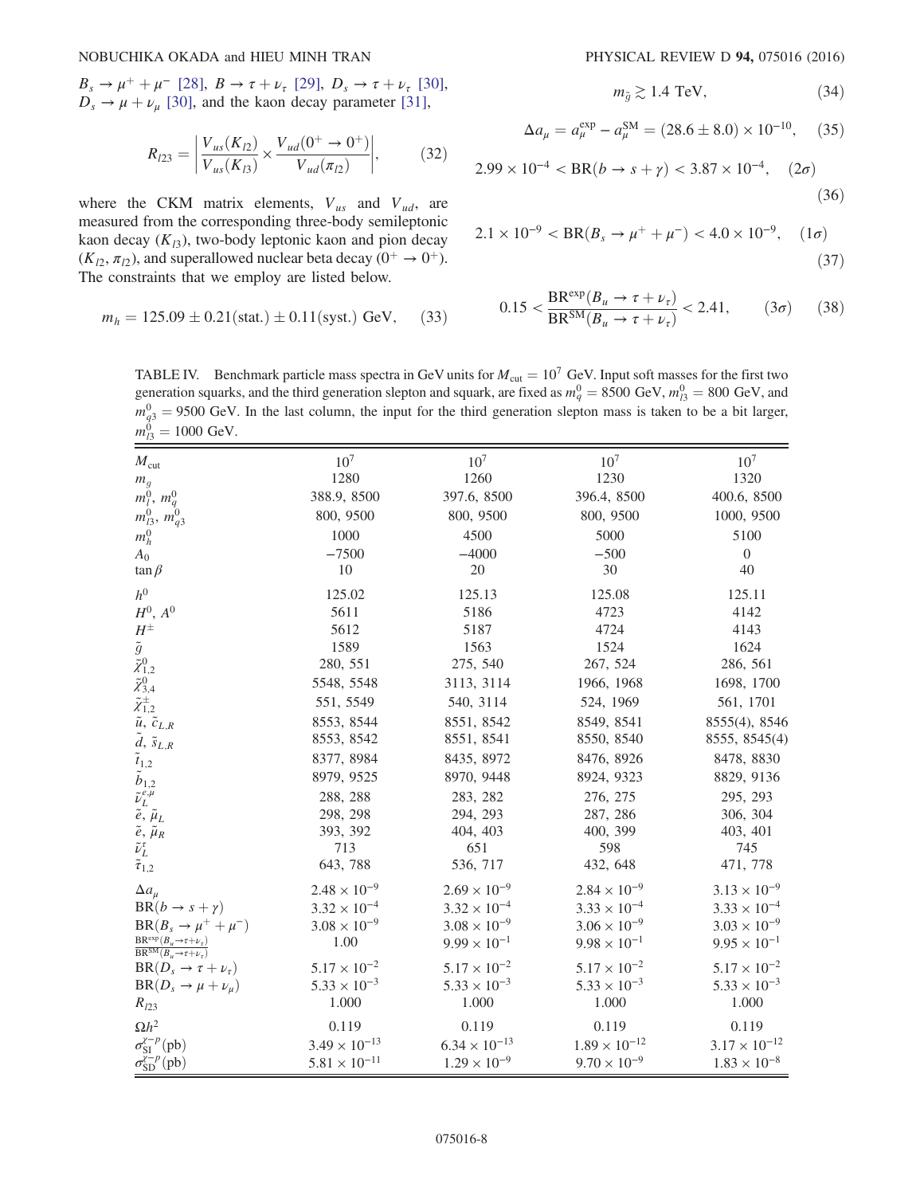$B_s \to \mu^+ + \mu^-$ [28], $B \to \tau + \nu_\tau$ [29], $D_s \to \tau + \nu_\tau$ [30], $D_s \to \mu + \nu_\mu$ [30], and the kaon decay parameter [31],

$$R_{l23} = \left| \frac{V_{us}(K_{l2})}{V_{us}(K_{l3})} \times \frac{V_{ud}(0^+ \to 0^+)}{V_{ud}(\pi_{l2})} \right|, \qquad (32)$$

where the CKM matrix elements, $V_{us}$ and $V_{ud}$, are measured from the corresponding three-body semileptonic kaon decay ($K_{l3}$), two-body leptonic kaon and pion decay ($K_{l2}$, $\pi_{l2}$), and superallowed nuclear beta decay ($0^+ \to 0^+$). The constraints that we employ are listed below.

$$m_h = 125.09 \pm 0.21(\text{stat.}) \pm 0.11(\text{syst.})\ \text{GeV}, \qquad (33)$$

$$m_{\tilde{g}} \gtrsim 1.4\ \text{TeV}, \qquad (34)$$

$$\Delta a_\mu = a_\mu^{\text{exp}} - a_\mu^{\text{SM}} = (28.6 \pm 8.0) \times 10^{-10}, \qquad (35)$$

$$2.99 \times 10^{-4} < \text{BR}(b \to s + \gamma) < 3.87 \times 10^{-4}, \quad (2\sigma) \qquad (36)$$

$$2.1 \times 10^{-9} < \text{BR}(B_s \to \mu^+ + \mu^-) < 4.0 \times 10^{-9}, \quad (1\sigma) \qquad (37)$$

$$0.15 < \frac{\text{BR}^{\text{exp}}(B_u \to \tau + \nu_\tau)}{\text{BR}^{\text{SM}}(B_u \to \tau + \nu_\tau)} < 2.41, \qquad (3\sigma) \qquad (38)$$

TABLE IV. Benchmark particle mass spectra in GeV units for $M_{\text{cut}} = 10^7$ GeV. Input soft masses for the first two generation squarks, and the third generation slepton and squark, are fixed as $m_q^0 = 8500$ GeV, $m_{l3}^0 = 800$ GeV, and $m_{q3}^0 = 9500$ GeV. In the last column, the input for the third generation slepton mass is taken to be a bit larger, $m_{l3}^0 = 1000$ GeV.

| | | | | |
|---|---|---|---|---|
| $M_{\text{cut}}$ | $10^7$ | $10^7$ | $10^7$ | $10^7$ |
| $m_g$ | 1280 | 1260 | 1230 | 1320 |
| $m_l^0$, $m_q^0$ | 388.9, 8500 | 397.6, 8500 | 396.4, 8500 | 400.6, 8500 |
| $m_{l3}^0$, $m_{q3}^0$ | 800, 9500 | 800, 9500 | 800, 9500 | 1000, 9500 |
| $m_h^0$ | 1000 | 4500 | 5000 | 5100 |
| $A_0$ | −7500 | −4000 | −500 | 0 |
| $\tan\beta$ | 10 | 20 | 30 | 40 |
| $h^0$ | 125.02 | 125.13 | 125.08 | 125.11 |
| $H^0$, $A^0$ | 5611 | 5186 | 4723 | 4142 |
| $H^\pm$ | 5612 | 5187 | 4724 | 4143 |
| $\tilde{g}$ | 1589 | 1563 | 1524 | 1624 |
| $\tilde{\chi}_{1,2}^0$ | 280, 551 | 275, 540 | 267, 524 | 286, 561 |
| $\tilde{\chi}_{3,4}^0$ | 5548, 5548 | 3113, 3114 | 1966, 1968 | 1698, 1700 |
| $\tilde{\chi}_{1,2}^\pm$ | 551, 5549 | 540, 3114 | 524, 1969 | 561, 1701 |
| $\tilde{u}$, $\tilde{c}_{L,R}$ | 8553, 8544 | 8551, 8542 | 8549, 8541 | 8555(4), 8546 |
| $\tilde{d}$, $\tilde{s}_{L,R}$ | 8553, 8542 | 8551, 8541 | 8550, 8540 | 8555, 8545(4) |
| $\tilde{t}_{1,2}$ | 8377, 8984 | 8435, 8972 | 8476, 8926 | 8478, 8830 |
| $\tilde{b}_{1,2}$ | 8979, 9525 | 8970, 9448 | 8924, 9323 | 8829, 9136 |
| $\tilde{\nu}_L^{e,\mu}$ | 288, 288 | 283, 282 | 276, 275 | 295, 293 |
| $\tilde{e}$, $\tilde{\mu}_L$ | 298, 298 | 294, 293 | 287, 286 | 306, 304 |
| $\tilde{e}$, $\tilde{\mu}_R$ | 393, 392 | 404, 403 | 400, 399 | 403, 401 |
| $\tilde{\nu}_L^\tau$ | 713 | 651 | 598 | 745 |
| $\tilde{\tau}_{1,2}$ | 643, 788 | 536, 717 | 432, 648 | 471, 778 |
| $\Delta a_\mu$ | $2.48 \times 10^{-9}$ | $2.69 \times 10^{-9}$ | $2.84 \times 10^{-9}$ | $3.13 \times 10^{-9}$ |
| $\text{BR}(b \to s + \gamma)$ | $3.32 \times 10^{-4}$ | $3.32 \times 10^{-4}$ | $3.33 \times 10^{-4}$ | $3.33 \times 10^{-4}$ |
| $\text{BR}(B_s \to \mu^+ + \mu^-)$ | $3.08 \times 10^{-9}$ | $3.08 \times 10^{-9}$ | $3.06 \times 10^{-9}$ | $3.03 \times 10^{-9}$ |
| $\frac{\text{BR}^{\text{exp}}(B_u \to \tau + \nu_\tau)}{\text{BR}^{\text{SM}}(B_u \to \tau + \nu_\tau)}$ | 1.00 | $9.99 \times 10^{-1}$ | $9.98 \times 10^{-1}$ | $9.95 \times 10^{-1}$ |
| $\text{BR}(D_s \to \tau + \nu_\tau)$ | $5.17 \times 10^{-2}$ | $5.17 \times 10^{-2}$ | $5.17 \times 10^{-2}$ | $5.17 \times 10^{-2}$ |
| $\text{BR}(D_s \to \mu + \nu_\mu)$ | $5.33 \times 10^{-3}$ | $5.33 \times 10^{-3}$ | $5.33 \times 10^{-3}$ | $5.33 \times 10^{-3}$ |
| $R_{l23}$ | 1.000 | 1.000 | 1.000 | 1.000 |
| $\Omega h^2$ | 0.119 | 0.119 | 0.119 | 0.119 |
| $\sigma_{\text{SI}}^{\chi-p}$(pb) | $3.49 \times 10^{-13}$ | $6.34 \times 10^{-13}$ | $1.89 \times 10^{-12}$ | $3.17 \times 10^{-12}$ |
| $\sigma_{\text{SD}}^{\chi-p}$(pb) | $5.81 \times 10^{-11}$ | $1.29 \times 10^{-9}$ | $9.70 \times 10^{-9}$ | $1.83 \times 10^{-8}$ |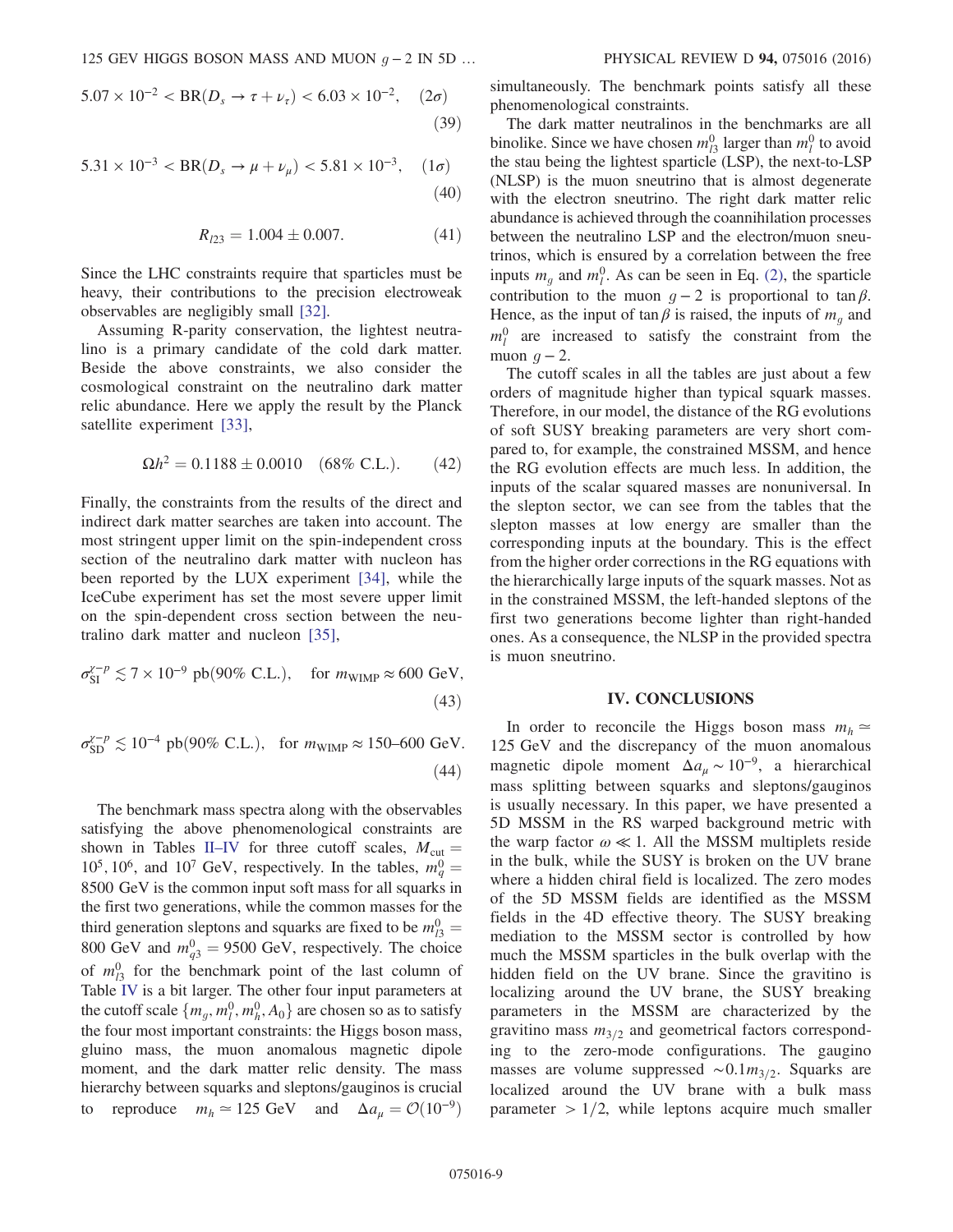$$5.07 \times 10^{-2} < \mathrm{BR}(D_s \to \tau + \nu_\tau) < 6.03 \times 10^{-2}, \quad (2\sigma) \tag{39}$$

$$5.31 \times 10^{-3} < \mathrm{BR}(D_s \to \mu + \nu_\mu) < 5.81 \times 10^{-3}, \quad (1\sigma) \tag{40}$$

$$R_{l23} = 1.004 \pm 0.007. \tag{41}$$

Since the LHC constraints require that sparticles must be heavy, their contributions to the precision electroweak observables are negligibly small [32].

Assuming R-parity conservation, the lightest neutralino is a primary candidate of the cold dark matter. Beside the above constraints, we also consider the cosmological constraint on the neutralino dark matter relic abundance. Here we apply the result by the Planck satellite experiment [33],

$$\Omega h^2 = 0.1188 \pm 0.0010 \quad (68\% \text{ C.L.}). \tag{42}$$

Finally, the constraints from the results of the direct and indirect dark matter searches are taken into account. The most stringent upper limit on the spin-independent cross section of the neutralino dark matter with nucleon has been reported by the LUX experiment [34], while the IceCube experiment has set the most severe upper limit on the spin-dependent cross section between the neutralino dark matter and nucleon [35],

$$\sigma_{\mathrm{SI}}^{\chi-p} \lesssim 7 \times 10^{-9} \text{ pb}(90\% \text{ C.L.}), \quad \text{for } m_{\mathrm{WIMP}} \approx 600 \text{ GeV}, \tag{43}$$

$$\sigma_{\mathrm{SD}}^{\chi-p} \lesssim 10^{-4} \text{ pb}(90\% \text{ C.L.}), \quad \text{for } m_{\mathrm{WIMP}} \approx 150\text{–}600 \text{ GeV}. \tag{44}$$

The benchmark mass spectra along with the observables satisfying the above phenomenological constraints are shown in Tables II–IV for three cutoff scales, $M_{\mathrm{cut}} = 10^5, 10^6$, and $10^7$ GeV, respectively. In the tables, $m_q^0 = 8500$ GeV is the common input soft mass for all squarks in the first two generations, while the common masses for the third generation sleptons and squarks are fixed to be $m_{l3}^0 = 800$ GeV and $m_{q3}^0 = 9500$ GeV, respectively. The choice of $m_{l3}^0$ for the benchmark point of the last column of Table IV is a bit larger. The other four input parameters at the cutoff scale $\{m_g, m_l^0, m_h^0, A_0\}$ are chosen so as to satisfy the four most important constraints: the Higgs boson mass, gluino mass, the muon anomalous magnetic dipole moment, and the dark matter relic density. The mass hierarchy between squarks and sleptons/gauginos is crucial to reproduce $m_h \simeq 125$ GeV and $\Delta a_\mu = \mathcal{O}(10^{-9})$ simultaneously. The benchmark points satisfy all these phenomenological constraints.

The dark matter neutralinos in the benchmarks are all binolike. Since we have chosen $m_{l3}^0$ larger than $m_l^0$ to avoid the stau being the lightest sparticle (LSP), the next-to-LSP (NLSP) is the muon sneutrino that is almost degenerate with the electron sneutrino. The right dark matter relic abundance is achieved through the coannihilation processes between the neutralino LSP and the electron/muon sneutrinos, which is ensured by a correlation between the free inputs $m_g$ and $m_l^0$. As can be seen in Eq. (2), the sparticle contribution to the muon $g-2$ is proportional to $\tan\beta$. Hence, as the input of $\tan\beta$ is raised, the inputs of $m_g$ and $m_l^0$ are increased to satisfy the constraint from the muon $g-2$.

The cutoff scales in all the tables are just about a few orders of magnitude higher than typical squark masses. Therefore, in our model, the distance of the RG evolutions of soft SUSY breaking parameters are very short compared to, for example, the constrained MSSM, and hence the RG evolution effects are much less. In addition, the inputs of the scalar squared masses are nonuniversal. In the slepton sector, we can see from the tables that the slepton masses at low energy are smaller than the corresponding inputs at the boundary. This is the effect from the higher order corrections in the RG equations with the hierarchically large inputs of the squark masses. Not as in the constrained MSSM, the left-handed sleptons of the first two generations become lighter than right-handed ones. As a consequence, the NLSP in the provided spectra is muon sneutrino.

## IV. CONCLUSIONS

In order to reconcile the Higgs boson mass $m_h \simeq 125$ GeV and the discrepancy of the muon anomalous magnetic dipole moment $\Delta a_\mu \sim 10^{-9}$, a hierarchical mass splitting between squarks and sleptons/gauginos is usually necessary. In this paper, we have presented a 5D MSSM in the RS warped background metric with the warp factor $\omega \ll 1$. All the MSSM multiplets reside in the bulk, while the SUSY is broken on the UV brane where a hidden chiral field is localized. The zero modes of the 5D MSSM fields are identified as the MSSM fields in the 4D effective theory. The SUSY breaking mediation to the MSSM sector is controlled by how much the MSSM sparticles in the bulk overlap with the hidden field on the UV brane. Since the gravitino is localizing around the UV brane, the SUSY breaking parameters in the MSSM are characterized by the gravitino mass $m_{3/2}$ and geometrical factors corresponding to the zero-mode configurations. The gaugino masses are volume suppressed $\sim 0.1 m_{3/2}$. Squarks are localized around the UV brane with a bulk mass parameter $> 1/2$, while leptons acquire much smaller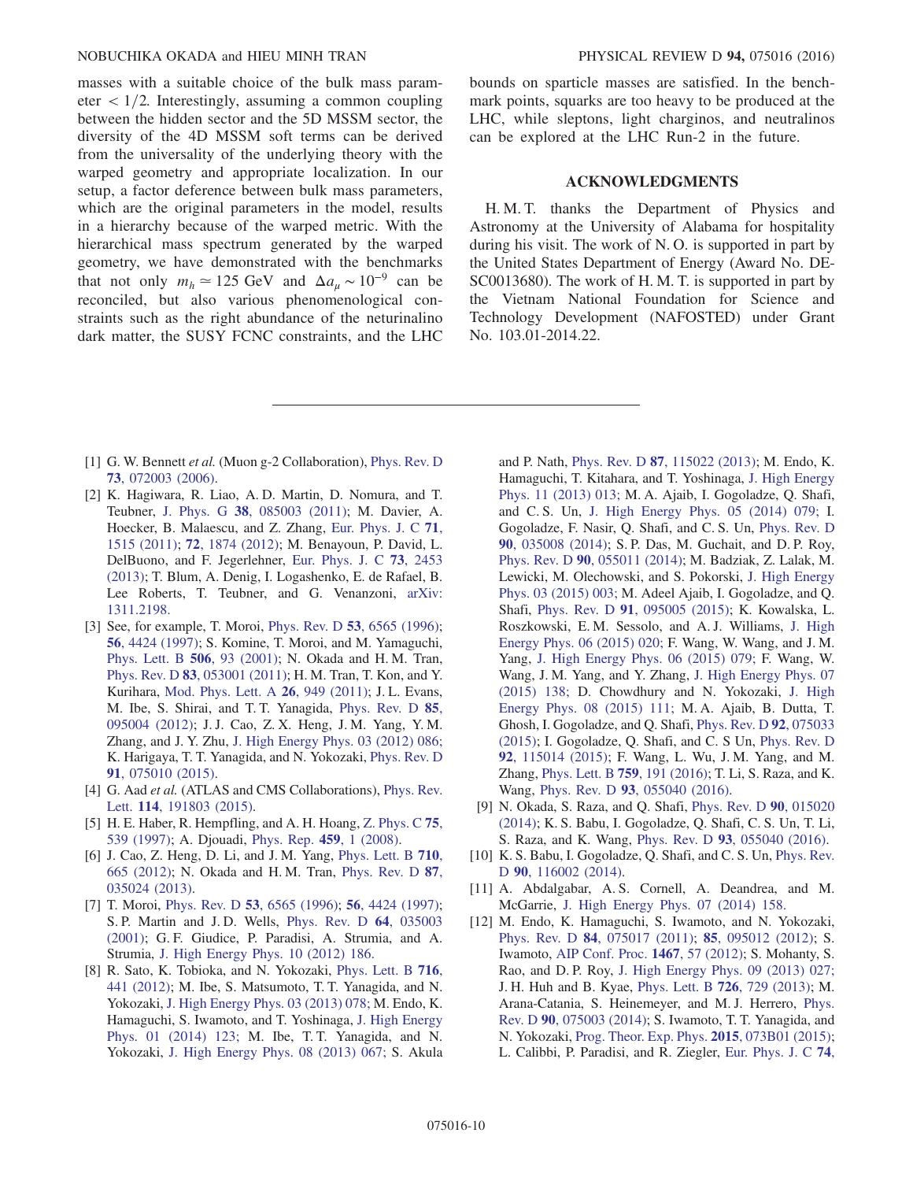masses with a suitable choice of the bulk mass parameter $< 1/2$. Interestingly, assuming a common coupling between the hidden sector and the 5D MSSM sector, the diversity of the 4D MSSM soft terms can be derived from the universality of the underlying theory with the warped geometry and appropriate localization. In our setup, a factor deference between bulk mass parameters, which are the original parameters in the model, results in a hierarchy because of the warped metric. With the hierarchical mass spectrum generated by the warped geometry, we have demonstrated with the benchmarks that not only $m_h \simeq 125$ GeV and $\Delta a_\mu \sim 10^{-9}$ can be reconciled, but also various phenomenological constraints such as the right abundance of the neturinalino dark matter, the SUSY FCNC constraints, and the LHC bounds on sparticle masses are satisfied. In the benchmark points, squarks are too heavy to be produced at the LHC, while sleptons, light charginos, and neutralinos can be explored at the LHC Run-2 in the future.

## ACKNOWLEDGMENTS

H. M. T. thanks the Department of Physics and Astronomy at the University of Alabama for hospitality during his visit. The work of N. O. is supported in part by the United States Department of Energy (Award No. DE-SC0013680). The work of H. M. T. is supported in part by the Vietnam National Foundation for Science and Technology Development (NAFOSTED) under Grant No. 103.01-2014.22.

---

[1] G. W. Bennett *et al.* (Muon g-2 Collaboration), Phys. Rev. D **73**, 072003 (2006).

[2] K. Hagiwara, R. Liao, A. D. Martin, D. Nomura, and T. Teubner, J. Phys. G **38**, 085003 (2011); M. Davier, A. Hoecker, B. Malaescu, and Z. Zhang, Eur. Phys. J. C **71**, 1515 (2011); **72**, 1874 (2012); M. Benayoun, P. David, L. DelBuono, and F. Jegerlehner, Eur. Phys. J. C **73**, 2453 (2013); T. Blum, A. Denig, I. Logashenko, E. de Rafael, B. Lee Roberts, T. Teubner, and G. Venanzoni, arXiv: 1311.2198.

[3] See, for example, T. Moroi, Phys. Rev. D **53**, 6565 (1996); **56**, 4424 (1997); S. Komine, T. Moroi, and M. Yamaguchi, Phys. Lett. B **506**, 93 (2001); N. Okada and H. M. Tran, Phys. Rev. D **83**, 053001 (2011); H. M. Tran, T. Kon, and Y. Kurihara, Mod. Phys. Lett. A **26**, 949 (2011); J. L. Evans, M. Ibe, S. Shirai, and T. T. Yanagida, Phys. Rev. D **85**, 095004 (2012); J. J. Cao, Z. X. Heng, J. M. Yang, Y. M. Zhang, and J. Y. Zhu, J. High Energy Phys. 03 (2012) 086; K. Harigaya, T. T. Yanagida, and N. Yokozaki, Phys. Rev. D **91**, 075010 (2015).

[4] G. Aad *et al.* (ATLAS and CMS Collaborations), Phys. Rev. Lett. **114**, 191803 (2015).

[5] H. E. Haber, R. Hempfling, and A. H. Hoang, Z. Phys. C **75**, 539 (1997); A. Djouadi, Phys. Rep. **459**, 1 (2008).

[6] J. Cao, Z. Heng, D. Li, and J. M. Yang, Phys. Lett. B **710**, 665 (2012); N. Okada and H. M. Tran, Phys. Rev. D **87**, 035024 (2013).

[7] T. Moroi, Phys. Rev. D **53**, 6565 (1996); **56**, 4424 (1997); S. P. Martin and J. D. Wells, Phys. Rev. D **64**, 035003 (2001); G. F. Giudice, P. Paradisi, A. Strumia, and A. Strumia, J. High Energy Phys. 10 (2012) 186.

[8] R. Sato, K. Tobioka, and N. Yokozaki, Phys. Lett. B **716**, 441 (2012); M. Ibe, S. Matsumoto, T. T. Yanagida, and N. Yokozaki, J. High Energy Phys. 03 (2013) 078; M. Endo, K. Hamaguchi, S. Iwamoto, and N. Yokozaki, J. High Energy Phys. 01 (2014) 123; M. Ibe, T. T. Yanagida, and N. Yokozaki, J. High Energy Phys. 08 (2013) 067; S. Akula and P. Nath, Phys. Rev. D **87**, 115022 (2013); M. Endo, K. Hamaguchi, T. Kitahara, and T. Yoshinaga, J. High Energy Phys. 11 (2013) 013; M. A. Ajaib, I. Gogoladze, Q. Shafi, and C. S. Un, J. High Energy Phys. 05 (2014) 079; I. Gogoladze, F. Nasir, Q. Shafi, and C. S. Un, Phys. Rev. D **90**, 035008 (2014); S. P. Das, M. Guchait, and D. P. Roy, Phys. Rev. D **90**, 055011 (2014); M. Badziak, Z. Lalak, M. Lewicki, M. Olechowski, and S. Pokorski, J. High Energy Phys. 03 (2015) 003; M. Adeel Ajaib, I. Gogoladze, and Q. Shafi, Phys. Rev. D **91**, 095005 (2015); K. Kowalska, L. Roszkowski, E. M. Sessolo, and A. J. Williams, J. High Energy Phys. 06 (2015) 020; F. Wang, W. Wang, and J. M. Yang, J. High Energy Phys. 06 (2015) 079; F. Wang, W. Wang, J. M. Yang, and Y. Zhang, J. High Energy Phys. 07 (2015) 138; D. Chowdhury and N. Yokozaki, J. High Energy Phys. 08 (2015) 111; M. A. Ajaib, B. Dutta, T. Ghosh, I. Gogoladze, and Q. Shafi, Phys. Rev. D **92**, 075033 (2015); I. Gogoladze, Q. Shafi, and C. S Un, Phys. Rev. D **92**, 115014 (2015); F. Wang, L. Wu, J. M. Yang, and M. Zhang, Phys. Lett. B **759**, 191 (2016); T. Li, S. Raza, and K. Wang, Phys. Rev. D **93**, 055040 (2016).

[9] N. Okada, S. Raza, and Q. Shafi, Phys. Rev. D **90**, 015020 (2014); K. S. Babu, I. Gogoladze, Q. Shafi, C. S. Un, T. Li, S. Raza, and K. Wang, Phys. Rev. D **93**, 055040 (2016).

[10] K. S. Babu, I. Gogoladze, Q. Shafi, and C. S. Un, Phys. Rev. D **90**, 116002 (2014).

[11] A. Abdalgabar, A. S. Cornell, A. Deandrea, and M. McGarrie, J. High Energy Phys. 07 (2014) 158.

[12] M. Endo, K. Hamaguchi, S. Iwamoto, and N. Yokozaki, Phys. Rev. D **84**, 075017 (2011); **85**, 095012 (2012); S. Iwamoto, AIP Conf. Proc. **1467**, 57 (2012); S. Mohanty, S. Rao, and D. P. Roy, J. High Energy Phys. 09 (2013) 027; J. H. Huh and B. Kyae, Phys. Lett. B **726**, 729 (2013); M. Arana-Catania, S. Heinemeyer, and M. J. Herrero, Phys. Rev. D **90**, 075003 (2014); S. Iwamoto, T. T. Yanagida, and N. Yokozaki, Prog. Theor. Exp. Phys. **2015**, 073B01 (2015); L. Calibbi, P. Paradisi, and R. Ziegler, Eur. Phys. J. C **74**,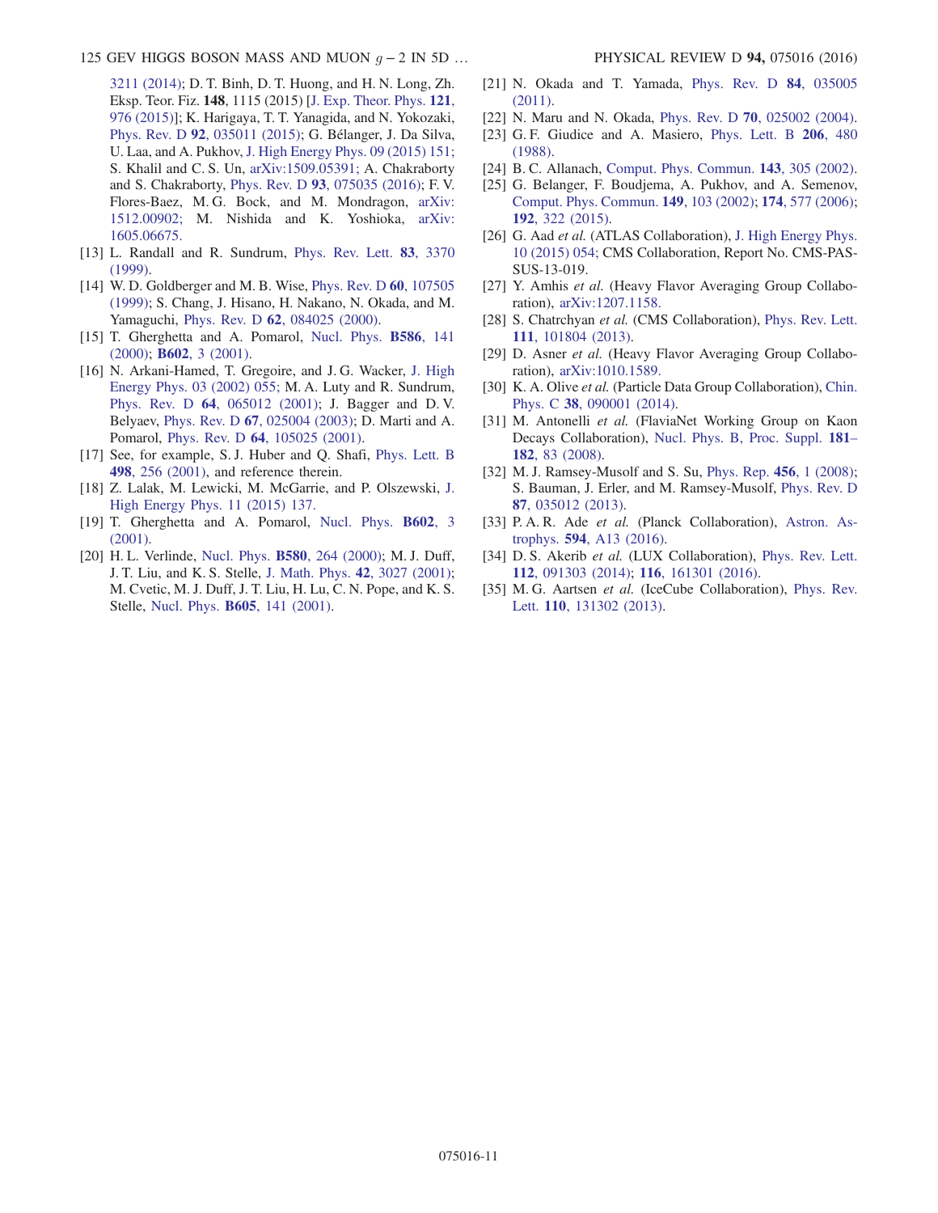3211 (2014); D. T. Binh, D. T. Huong, and H. N. Long, Zh. Eksp. Teor. Fiz. **148**, 1115 (2015) [J. Exp. Theor. Phys. **121**, 976 (2015)]; K. Harigaya, T. T. Yanagida, and N. Yokozaki, Phys. Rev. D **92**, 035011 (2015); G. Bélanger, J. Da Silva, U. Laa, and A. Pukhov, J. High Energy Phys. 09 (2015) 151; S. Khalil and C. S. Un, arXiv:1509.05391; A. Chakraborty and S. Chakraborty, Phys. Rev. D **93**, 075035 (2016); F. V. Flores-Baez, M. G. Bock, and M. Mondragon, arXiv: 1512.00902; M. Nishida and K. Yoshioka, arXiv: 1605.06675.

[13] L. Randall and R. Sundrum, Phys. Rev. Lett. **83**, 3370 (1999).

[14] W. D. Goldberger and M. B. Wise, Phys. Rev. D **60**, 107505 (1999); S. Chang, J. Hisano, H. Nakano, N. Okada, and M. Yamaguchi, Phys. Rev. D **62**, 084025 (2000).

[15] T. Gherghetta and A. Pomarol, Nucl. Phys. **B586**, 141 (2000); **B602**, 3 (2001).

[16] N. Arkani-Hamed, T. Gregoire, and J. G. Wacker, J. High Energy Phys. 03 (2002) 055; M. A. Luty and R. Sundrum, Phys. Rev. D **64**, 065012 (2001); J. Bagger and D. V. Belyaev, Phys. Rev. D **67**, 025004 (2003); D. Marti and A. Pomarol, Phys. Rev. D **64**, 105025 (2001).

[17] See, for example, S. J. Huber and Q. Shafi, Phys. Lett. B **498**, 256 (2001), and reference therein.

[18] Z. Lalak, M. Lewicki, M. McGarrie, and P. Olszewski, J. High Energy Phys. 11 (2015) 137.

[19] T. Gherghetta and A. Pomarol, Nucl. Phys. **B602**, 3 (2001).

[20] H. L. Verlinde, Nucl. Phys. **B580**, 264 (2000); M. J. Duff, J. T. Liu, and K. S. Stelle, J. Math. Phys. **42**, 3027 (2001); M. Cvetic, M. J. Duff, J. T. Liu, H. Lu, C. N. Pope, and K. S. Stelle, Nucl. Phys. **B605**, 141 (2001).

[21] N. Okada and T. Yamada, Phys. Rev. D **84**, 035005 (2011).

[22] N. Maru and N. Okada, Phys. Rev. D **70**, 025002 (2004).

[23] G. F. Giudice and A. Masiero, Phys. Lett. B **206**, 480 (1988).

[24] B. C. Allanach, Comput. Phys. Commun. **143**, 305 (2002).

[25] G. Belanger, F. Boudjema, A. Pukhov, and A. Semenov, Comput. Phys. Commun. **149**, 103 (2002); **174**, 577 (2006); **192**, 322 (2015).

[26] G. Aad *et al.* (ATLAS Collaboration), J. High Energy Phys. 10 (2015) 054; CMS Collaboration, Report No. CMS-PAS-SUS-13-019.

[27] Y. Amhis *et al.* (Heavy Flavor Averaging Group Collaboration), arXiv:1207.1158.

[28] S. Chatrchyan *et al.* (CMS Collaboration), Phys. Rev. Lett. **111**, 101804 (2013).

[29] D. Asner *et al.* (Heavy Flavor Averaging Group Collaboration), arXiv:1010.1589.

[30] K. A. Olive *et al.* (Particle Data Group Collaboration), Chin. Phys. C **38**, 090001 (2014).

[31] M. Antonelli *et al.* (FlaviaNet Working Group on Kaon Decays Collaboration), Nucl. Phys. B, Proc. Suppl. **181–182**, 83 (2008).

[32] M. J. Ramsey-Musolf and S. Su, Phys. Rep. **456**, 1 (2008); S. Bauman, J. Erler, and M. Ramsey-Musolf, Phys. Rev. D **87**, 035012 (2013).

[33] P. A. R. Ade *et al.* (Planck Collaboration), Astron. Astrophys. **594**, A13 (2016).

[34] D. S. Akerib *et al.* (LUX Collaboration), Phys. Rev. Lett. **112**, 091303 (2014); **116**, 161301 (2016).

[35] M. G. Aartsen *et al.* (IceCube Collaboration), Phys. Rev. Lett. **110**, 131302 (2013).